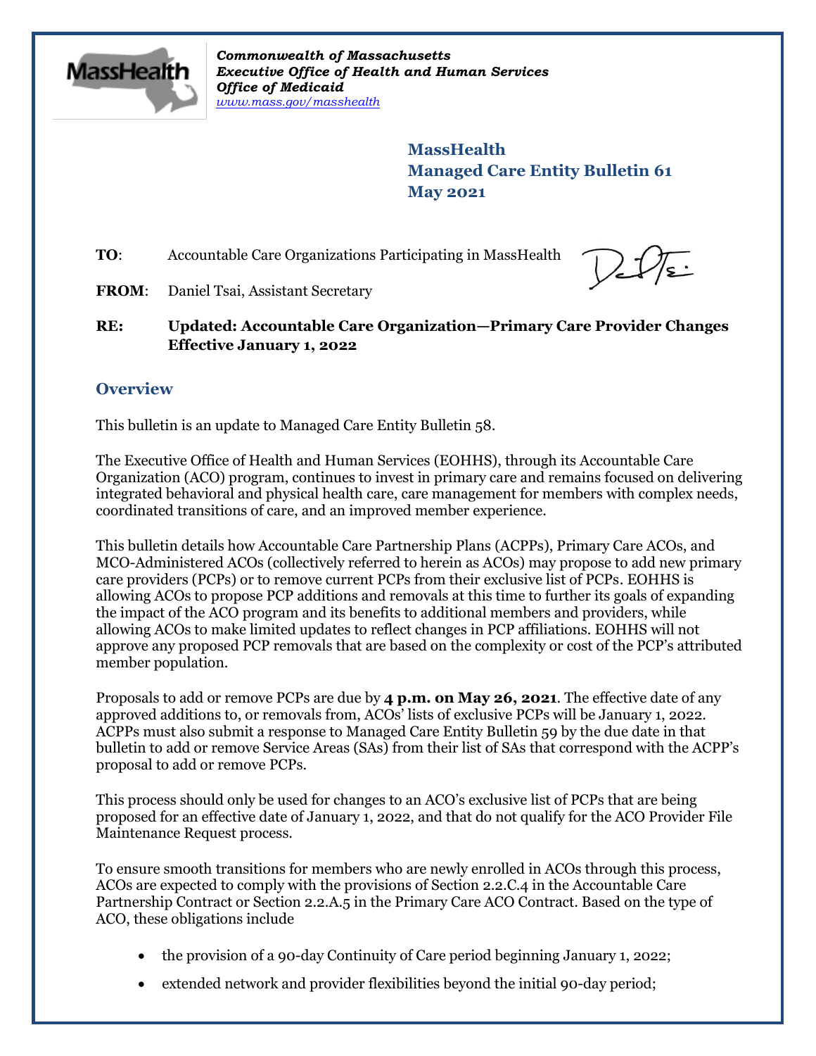*Commonwealth of Massachusetts*
*Executive Office of Health and Human Services*
*Office of Medicaid*
*www.mass.gov/masshealth*

**MassHealth**
**Managed Care Entity Bulletin 61**
**May 2021**

**TO**: Accountable Care Organizations Participating in MassHealth

**FROM**: Daniel Tsai, Assistant Secretary

**RE: Updated: Accountable Care Organization—Primary Care Provider Changes Effective January 1, 2022**

## Overview

This bulletin is an update to Managed Care Entity Bulletin 58.

The Executive Office of Health and Human Services (EOHHS), through its Accountable Care Organization (ACO) program, continues to invest in primary care and remains focused on delivering integrated behavioral and physical health care, care management for members with complex needs, coordinated transitions of care, and an improved member experience.

This bulletin details how Accountable Care Partnership Plans (ACPPs), Primary Care ACOs, and MCO-Administered ACOs (collectively referred to herein as ACOs) may propose to add new primary care providers (PCPs) or to remove current PCPs from their exclusive list of PCPs. EOHHS is allowing ACOs to propose PCP additions and removals at this time to further its goals of expanding the impact of the ACO program and its benefits to additional members and providers, while allowing ACOs to make limited updates to reflect changes in PCP affiliations. EOHHS will not approve any proposed PCP removals that are based on the complexity or cost of the PCP's attributed member population.

Proposals to add or remove PCPs are due by **4 p.m. on May 26, 2021**. The effective date of any approved additions to, or removals from, ACOs' lists of exclusive PCPs will be January 1, 2022. ACPPs must also submit a response to Managed Care Entity Bulletin 59 by the due date in that bulletin to add or remove Service Areas (SAs) from their list of SAs that correspond with the ACPP's proposal to add or remove PCPs.

This process should only be used for changes to an ACO's exclusive list of PCPs that are being proposed for an effective date of January 1, 2022, and that do not qualify for the ACO Provider File Maintenance Request process.

To ensure smooth transitions for members who are newly enrolled in ACOs through this process, ACOs are expected to comply with the provisions of Section 2.2.C.4 in the Accountable Care Partnership Contract or Section 2.2.A.5 in the Primary Care ACO Contract. Based on the type of ACO, these obligations include

- the provision of a 90-day Continuity of Care period beginning January 1, 2022;
- extended network and provider flexibilities beyond the initial 90-day period;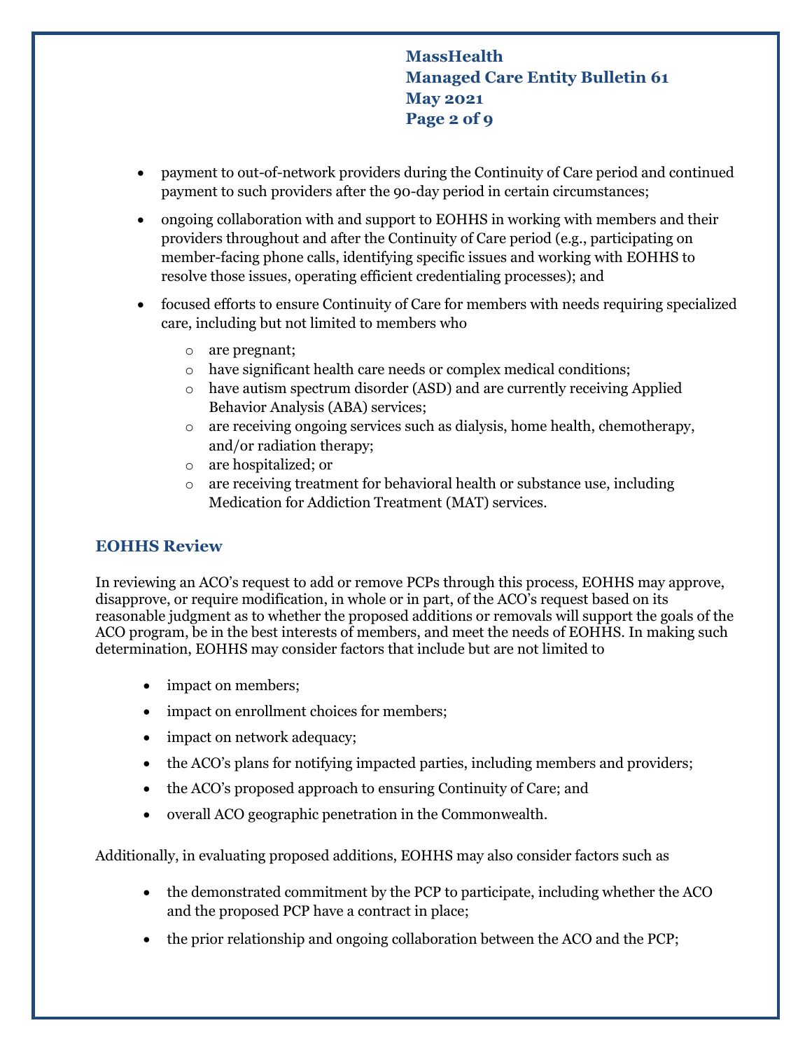- payment to out-of-network providers during the Continuity of Care period and continued payment to such providers after the 90-day period in certain circumstances;
- ongoing collaboration with and support to EOHHS in working with members and their providers throughout and after the Continuity of Care period (e.g., participating on member-facing phone calls, identifying specific issues and working with EOHHS to resolve those issues, operating efficient credentialing processes); and
- focused efforts to ensure Continuity of Care for members with needs requiring specialized care, including but not limited to members who
  - are pregnant;
  - have significant health care needs or complex medical conditions;
  - have autism spectrum disorder (ASD) and are currently receiving Applied Behavior Analysis (ABA) services;
  - are receiving ongoing services such as dialysis, home health, chemotherapy, and/or radiation therapy;
  - are hospitalized; or
  - are receiving treatment for behavioral health or substance use, including Medication for Addiction Treatment (MAT) services.

## EOHHS Review

In reviewing an ACO's request to add or remove PCPs through this process, EOHHS may approve, disapprove, or require modification, in whole or in part, of the ACO's request based on its reasonable judgment as to whether the proposed additions or removals will support the goals of the ACO program, be in the best interests of members, and meet the needs of EOHHS. In making such determination, EOHHS may consider factors that include but are not limited to

- impact on members;
- impact on enrollment choices for members;
- impact on network adequacy;
- the ACO's plans for notifying impacted parties, including members and providers;
- the ACO's proposed approach to ensuring Continuity of Care; and
- overall ACO geographic penetration in the Commonwealth.

Additionally, in evaluating proposed additions, EOHHS may also consider factors such as

- the demonstrated commitment by the PCP to participate, including whether the ACO and the proposed PCP have a contract in place;
- the prior relationship and ongoing collaboration between the ACO and the PCP;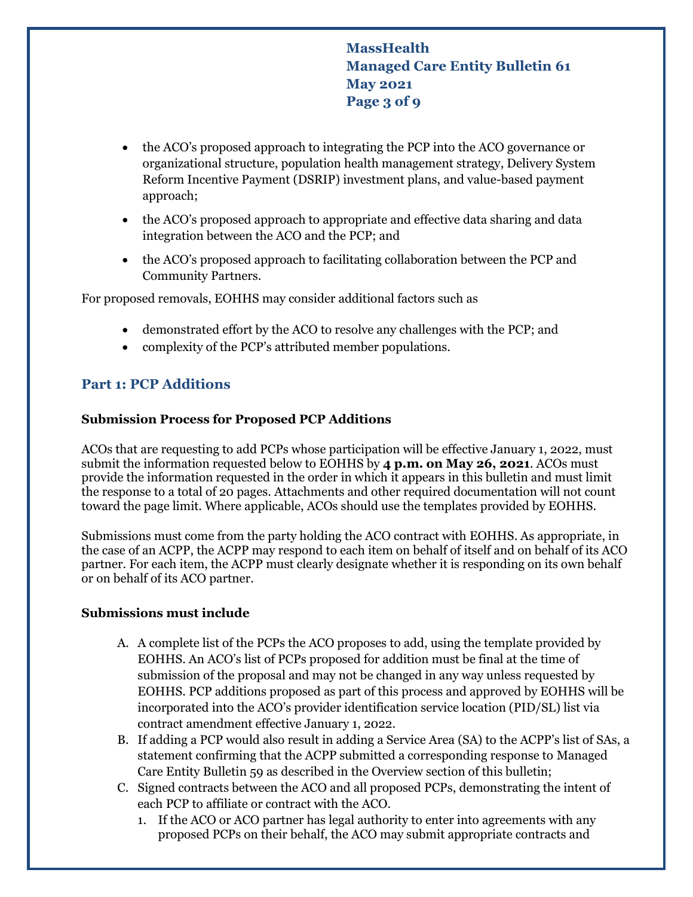- the ACO's proposed approach to integrating the PCP into the ACO governance or organizational structure, population health management strategy, Delivery System Reform Incentive Payment (DSRIP) investment plans, and value-based payment approach;
- the ACO's proposed approach to appropriate and effective data sharing and data integration between the ACO and the PCP; and
- the ACO's proposed approach to facilitating collaboration between the PCP and Community Partners.

For proposed removals, EOHHS may consider additional factors such as

- demonstrated effort by the ACO to resolve any challenges with the PCP; and
- complexity of the PCP's attributed member populations.

## Part 1: PCP Additions

### Submission Process for Proposed PCP Additions

ACOs that are requesting to add PCPs whose participation will be effective January 1, 2022, must submit the information requested below to EOHHS by **4 p.m. on May 26, 2021**. ACOs must provide the information requested in the order in which it appears in this bulletin and must limit the response to a total of 20 pages. Attachments and other required documentation will not count toward the page limit. Where applicable, ACOs should use the templates provided by EOHHS.

Submissions must come from the party holding the ACO contract with EOHHS. As appropriate, in the case of an ACPP, the ACPP may respond to each item on behalf of itself and on behalf of its ACO partner. For each item, the ACPP must clearly designate whether it is responding on its own behalf or on behalf of its ACO partner.

### Submissions must include

A. A complete list of the PCPs the ACO proposes to add, using the template provided by EOHHS. An ACO's list of PCPs proposed for addition must be final at the time of submission of the proposal and may not be changed in any way unless requested by EOHHS. PCP additions proposed as part of this process and approved by EOHHS will be incorporated into the ACO's provider identification service location (PID/SL) list via contract amendment effective January 1, 2022.

B. If adding a PCP would also result in adding a Service Area (SA) to the ACPP's list of SAs, a statement confirming that the ACPP submitted a corresponding response to Managed Care Entity Bulletin 59 as described in the Overview section of this bulletin;

C. Signed contracts between the ACO and all proposed PCPs, demonstrating the intent of each PCP to affiliate or contract with the ACO.
   1. If the ACO or ACO partner has legal authority to enter into agreements with any proposed PCPs on their behalf, the ACO may submit appropriate contracts and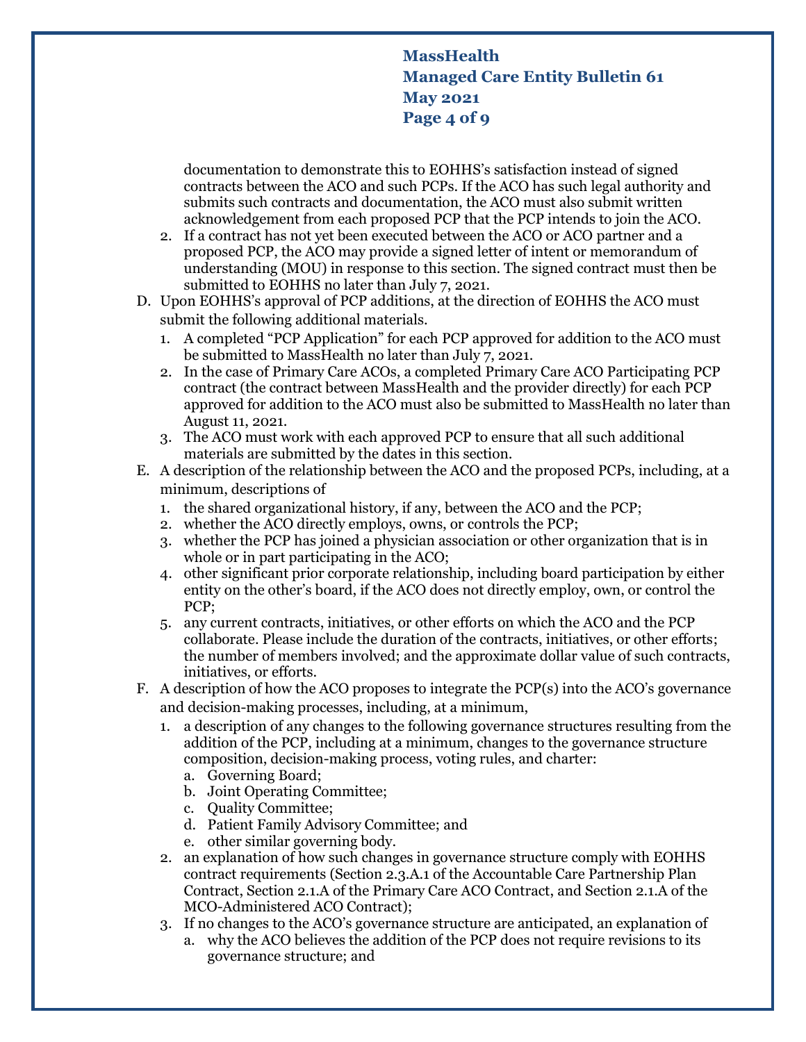documentation to demonstrate this to EOHHS's satisfaction instead of signed contracts between the ACO and such PCPs. If the ACO has such legal authority and submits such contracts and documentation, the ACO must also submit written acknowledgement from each proposed PCP that the PCP intends to join the ACO.

2. If a contract has not yet been executed between the ACO or ACO partner and a proposed PCP, the ACO may provide a signed letter of intent or memorandum of understanding (MOU) in response to this section. The signed contract must then be submitted to EOHHS no later than July 7, 2021.

D. Upon EOHHS's approval of PCP additions, at the direction of EOHHS the ACO must submit the following additional materials.

1. A completed "PCP Application" for each PCP approved for addition to the ACO must be submitted to MassHealth no later than July 7, 2021.
2. In the case of Primary Care ACOs, a completed Primary Care ACO Participating PCP contract (the contract between MassHealth and the provider directly) for each PCP approved for addition to the ACO must also be submitted to MassHealth no later than August 11, 2021.
3. The ACO must work with each approved PCP to ensure that all such additional materials are submitted by the dates in this section.

E. A description of the relationship between the ACO and the proposed PCPs, including, at a minimum, descriptions of

1. the shared organizational history, if any, between the ACO and the PCP;
2. whether the ACO directly employs, owns, or controls the PCP;
3. whether the PCP has joined a physician association or other organization that is in whole or in part participating in the ACO;
4. other significant prior corporate relationship, including board participation by either entity on the other's board, if the ACO does not directly employ, own, or control the PCP;
5. any current contracts, initiatives, or other efforts on which the ACO and the PCP collaborate. Please include the duration of the contracts, initiatives, or other efforts; the number of members involved; and the approximate dollar value of such contracts, initiatives, or efforts.

F. A description of how the ACO proposes to integrate the PCP(s) into the ACO's governance and decision-making processes, including, at a minimum,

1. a description of any changes to the following governance structures resulting from the addition of the PCP, including at a minimum, changes to the governance structure composition, decision-making process, voting rules, and charter:
   a. Governing Board;
   b. Joint Operating Committee;
   c. Quality Committee;
   d. Patient Family Advisory Committee; and
   e. other similar governing body.
2. an explanation of how such changes in governance structure comply with EOHHS contract requirements (Section 2.3.A.1 of the Accountable Care Partnership Plan Contract, Section 2.1.A of the Primary Care ACO Contract, and Section 2.1.A of the MCO-Administered ACO Contract);
3. If no changes to the ACO's governance structure are anticipated, an explanation of
   a. why the ACO believes the addition of the PCP does not require revisions to its governance structure; and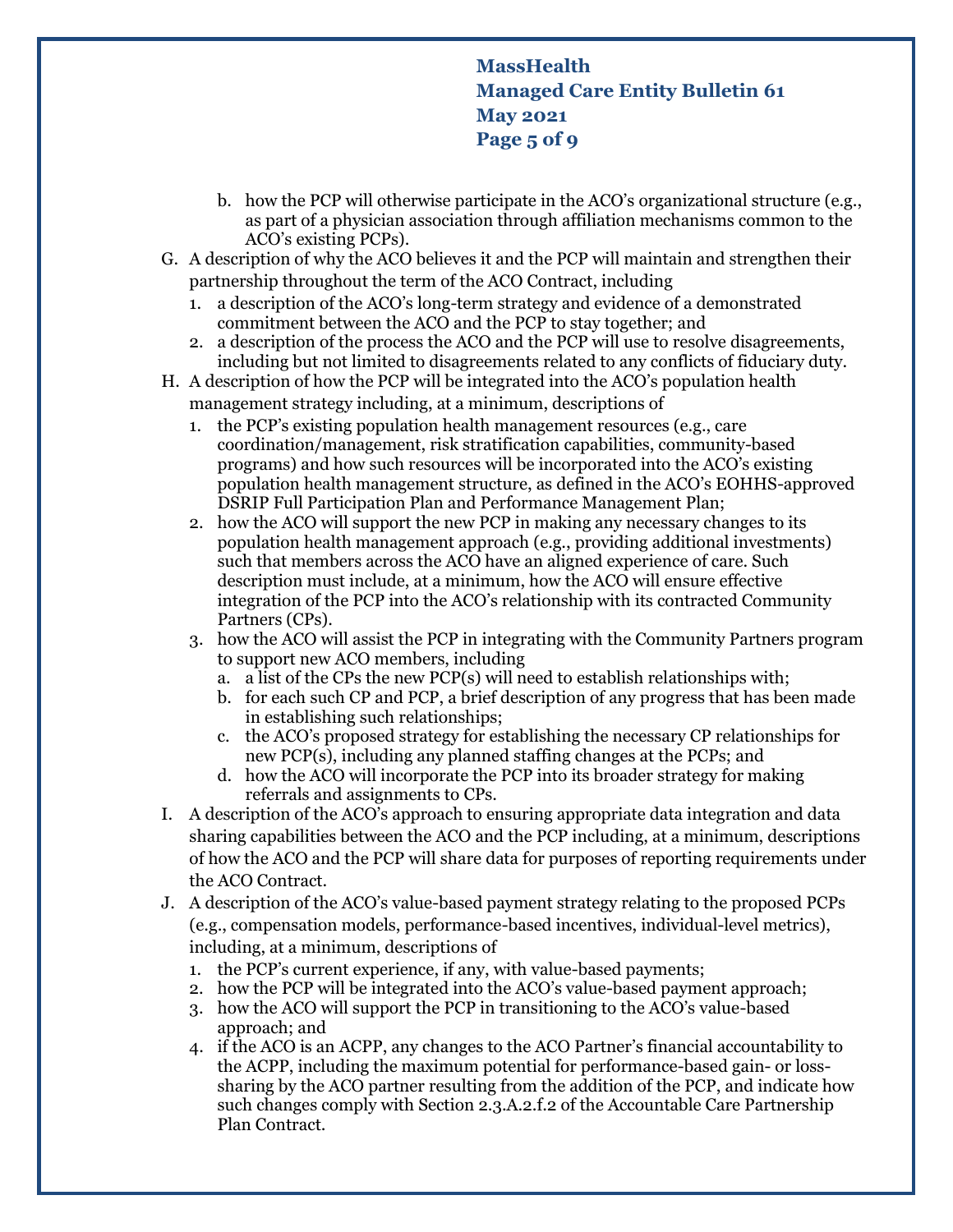b. how the PCP will otherwise participate in the ACO's organizational structure (e.g., as part of a physician association through affiliation mechanisms common to the ACO's existing PCPs).

G. A description of why the ACO believes it and the PCP will maintain and strengthen their partnership throughout the term of the ACO Contract, including
   1. a description of the ACO's long-term strategy and evidence of a demonstrated commitment between the ACO and the PCP to stay together; and
   2. a description of the process the ACO and the PCP will use to resolve disagreements, including but not limited to disagreements related to any conflicts of fiduciary duty.

H. A description of how the PCP will be integrated into the ACO's population health management strategy including, at a minimum, descriptions of
   1. the PCP's existing population health management resources (e.g., care coordination/management, risk stratification capabilities, community-based programs) and how such resources will be incorporated into the ACO's existing population health management structure, as defined in the ACO's EOHHS-approved DSRIP Full Participation Plan and Performance Management Plan;
   2. how the ACO will support the new PCP in making any necessary changes to its population health management approach (e.g., providing additional investments) such that members across the ACO have an aligned experience of care. Such description must include, at a minimum, how the ACO will ensure effective integration of the PCP into the ACO's relationship with its contracted Community Partners (CPs).
   3. how the ACO will assist the PCP in integrating with the Community Partners program to support new ACO members, including
      a. a list of the CPs the new PCP(s) will need to establish relationships with;
      b. for each such CP and PCP, a brief description of any progress that has been made in establishing such relationships;
      c. the ACO's proposed strategy for establishing the necessary CP relationships for new PCP(s), including any planned staffing changes at the PCPs; and
      d. how the ACO will incorporate the PCP into its broader strategy for making referrals and assignments to CPs.

I. A description of the ACO's approach to ensuring appropriate data integration and data sharing capabilities between the ACO and the PCP including, at a minimum, descriptions of how the ACO and the PCP will share data for purposes of reporting requirements under the ACO Contract.

J. A description of the ACO's value-based payment strategy relating to the proposed PCPs (e.g., compensation models, performance-based incentives, individual-level metrics), including, at a minimum, descriptions of
   1. the PCP's current experience, if any, with value-based payments;
   2. how the PCP will be integrated into the ACO's value-based payment approach;
   3. how the ACO will support the PCP in transitioning to the ACO's value-based approach; and
   4. if the ACO is an ACPP, any changes to the ACO Partner's financial accountability to the ACPP, including the maximum potential for performance-based gain- or loss-sharing by the ACO partner resulting from the addition of the PCP, and indicate how such changes comply with Section 2.3.A.2.f.2 of the Accountable Care Partnership Plan Contract.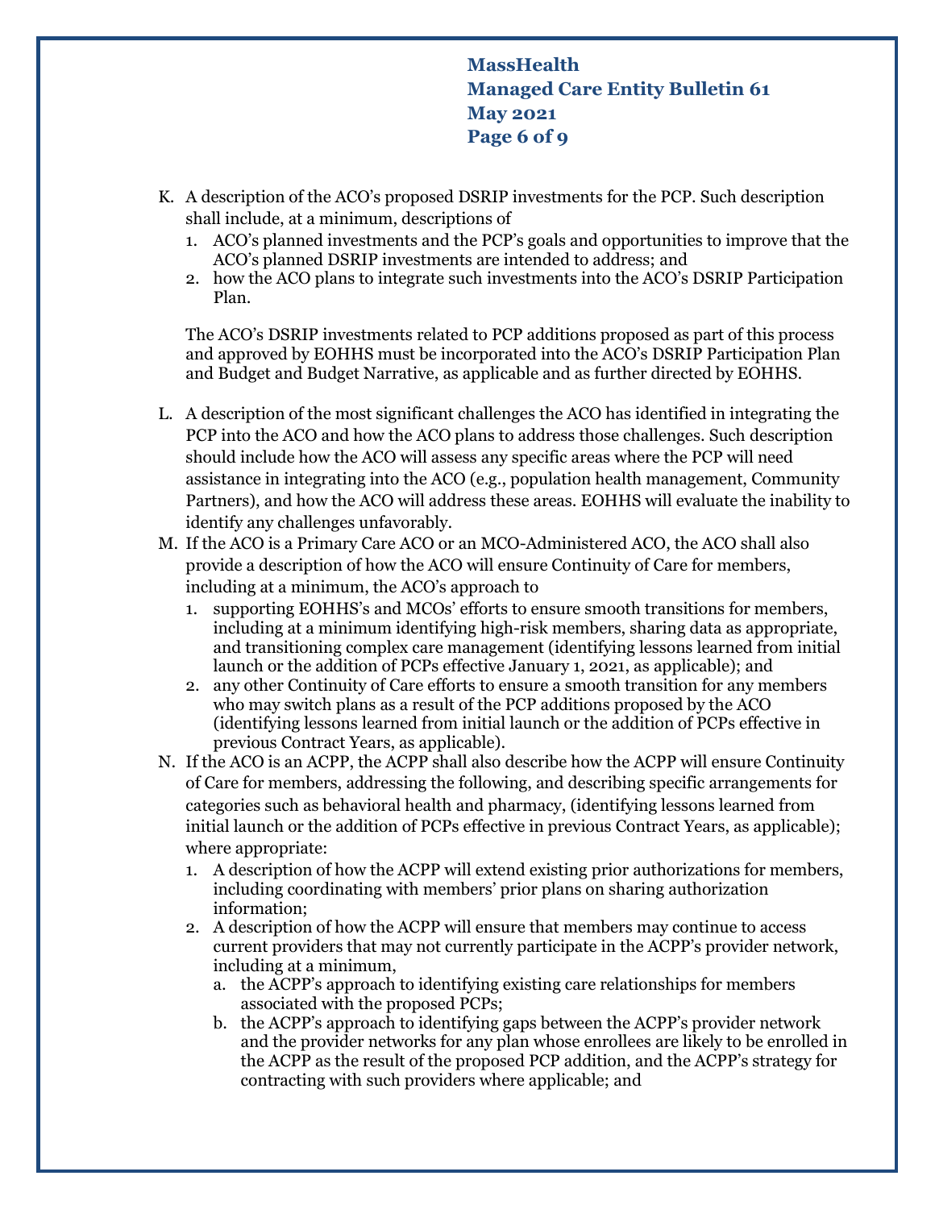K. A description of the ACO's proposed DSRIP investments for the PCP. Such description shall include, at a minimum, descriptions of
   1. ACO's planned investments and the PCP's goals and opportunities to improve that the ACO's planned DSRIP investments are intended to address; and
   2. how the ACO plans to integrate such investments into the ACO's DSRIP Participation Plan.

   The ACO's DSRIP investments related to PCP additions proposed as part of this process and approved by EOHHS must be incorporated into the ACO's DSRIP Participation Plan and Budget and Budget Narrative, as applicable and as further directed by EOHHS.

L. A description of the most significant challenges the ACO has identified in integrating the PCP into the ACO and how the ACO plans to address those challenges. Such description should include how the ACO will assess any specific areas where the PCP will need assistance in integrating into the ACO (e.g., population health management, Community Partners), and how the ACO will address these areas. EOHHS will evaluate the inability to identify any challenges unfavorably.

M. If the ACO is a Primary Care ACO or an MCO-Administered ACO, the ACO shall also provide a description of how the ACO will ensure Continuity of Care for members, including at a minimum, the ACO's approach to
   1. supporting EOHHS's and MCOs' efforts to ensure smooth transitions for members, including at a minimum identifying high-risk members, sharing data as appropriate, and transitioning complex care management (identifying lessons learned from initial launch or the addition of PCPs effective January 1, 2021, as applicable); and
   2. any other Continuity of Care efforts to ensure a smooth transition for any members who may switch plans as a result of the PCP additions proposed by the ACO (identifying lessons learned from initial launch or the addition of PCPs effective in previous Contract Years, as applicable).

N. If the ACO is an ACPP, the ACPP shall also describe how the ACPP will ensure Continuity of Care for members, addressing the following, and describing specific arrangements for categories such as behavioral health and pharmacy, (identifying lessons learned from initial launch or the addition of PCPs effective in previous Contract Years, as applicable); where appropriate:
   1. A description of how the ACPP will extend existing prior authorizations for members, including coordinating with members' prior plans on sharing authorization information;
   2. A description of how the ACPP will ensure that members may continue to access current providers that may not currently participate in the ACPP's provider network, including at a minimum,
      a. the ACPP's approach to identifying existing care relationships for members associated with the proposed PCPs;
      b. the ACPP's approach to identifying gaps between the ACPP's provider network and the provider networks for any plan whose enrollees are likely to be enrolled in the ACPP as the result of the proposed PCP addition, and the ACPP's strategy for contracting with such providers where applicable; and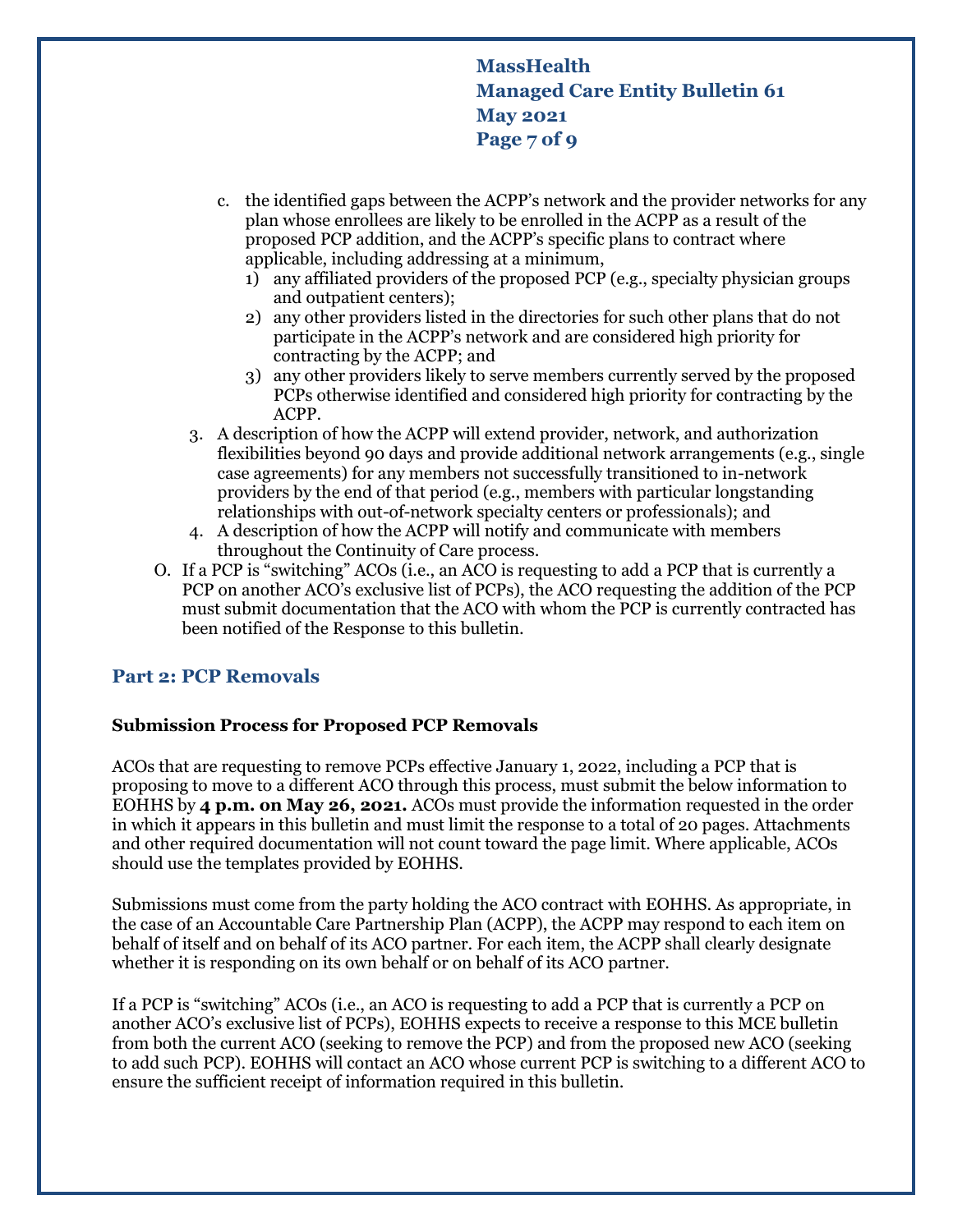c. the identified gaps between the ACPP's network and the provider networks for any plan whose enrollees are likely to be enrolled in the ACPP as a result of the proposed PCP addition, and the ACPP's specific plans to contract where applicable, including addressing at a minimum,
   1) any affiliated providers of the proposed PCP (e.g., specialty physician groups and outpatient centers);
   2) any other providers listed in the directories for such other plans that do not participate in the ACPP's network and are considered high priority for contracting by the ACPP; and
   3) any other providers likely to serve members currently served by the proposed PCPs otherwise identified and considered high priority for contracting by the ACPP.

3. A description of how the ACPP will extend provider, network, and authorization flexibilities beyond 90 days and provide additional network arrangements (e.g., single case agreements) for any members not successfully transitioned to in-network providers by the end of that period (e.g., members with particular longstanding relationships with out-of-network specialty centers or professionals); and
4. A description of how the ACPP will notify and communicate with members throughout the Continuity of Care process.

O. If a PCP is "switching" ACOs (i.e., an ACO is requesting to add a PCP that is currently a PCP on another ACO's exclusive list of PCPs), the ACO requesting the addition of the PCP must submit documentation that the ACO with whom the PCP is currently contracted has been notified of the Response to this bulletin.

## Part 2: PCP Removals

**Submission Process for Proposed PCP Removals**

ACOs that are requesting to remove PCPs effective January 1, 2022, including a PCP that is proposing to move to a different ACO through this process, must submit the below information to EOHHS by **4 p.m. on May 26, 2021.** ACOs must provide the information requested in the order in which it appears in this bulletin and must limit the response to a total of 20 pages. Attachments and other required documentation will not count toward the page limit. Where applicable, ACOs should use the templates provided by EOHHS.

Submissions must come from the party holding the ACO contract with EOHHS. As appropriate, in the case of an Accountable Care Partnership Plan (ACPP), the ACPP may respond to each item on behalf of itself and on behalf of its ACO partner. For each item, the ACPP shall clearly designate whether it is responding on its own behalf or on behalf of its ACO partner.

If a PCP is "switching" ACOs (i.e., an ACO is requesting to add a PCP that is currently a PCP on another ACO's exclusive list of PCPs), EOHHS expects to receive a response to this MCE bulletin from both the current ACO (seeking to remove the PCP) and from the proposed new ACO (seeking to add such PCP). EOHHS will contact an ACO whose current PCP is switching to a different ACO to ensure the sufficient receipt of information required in this bulletin.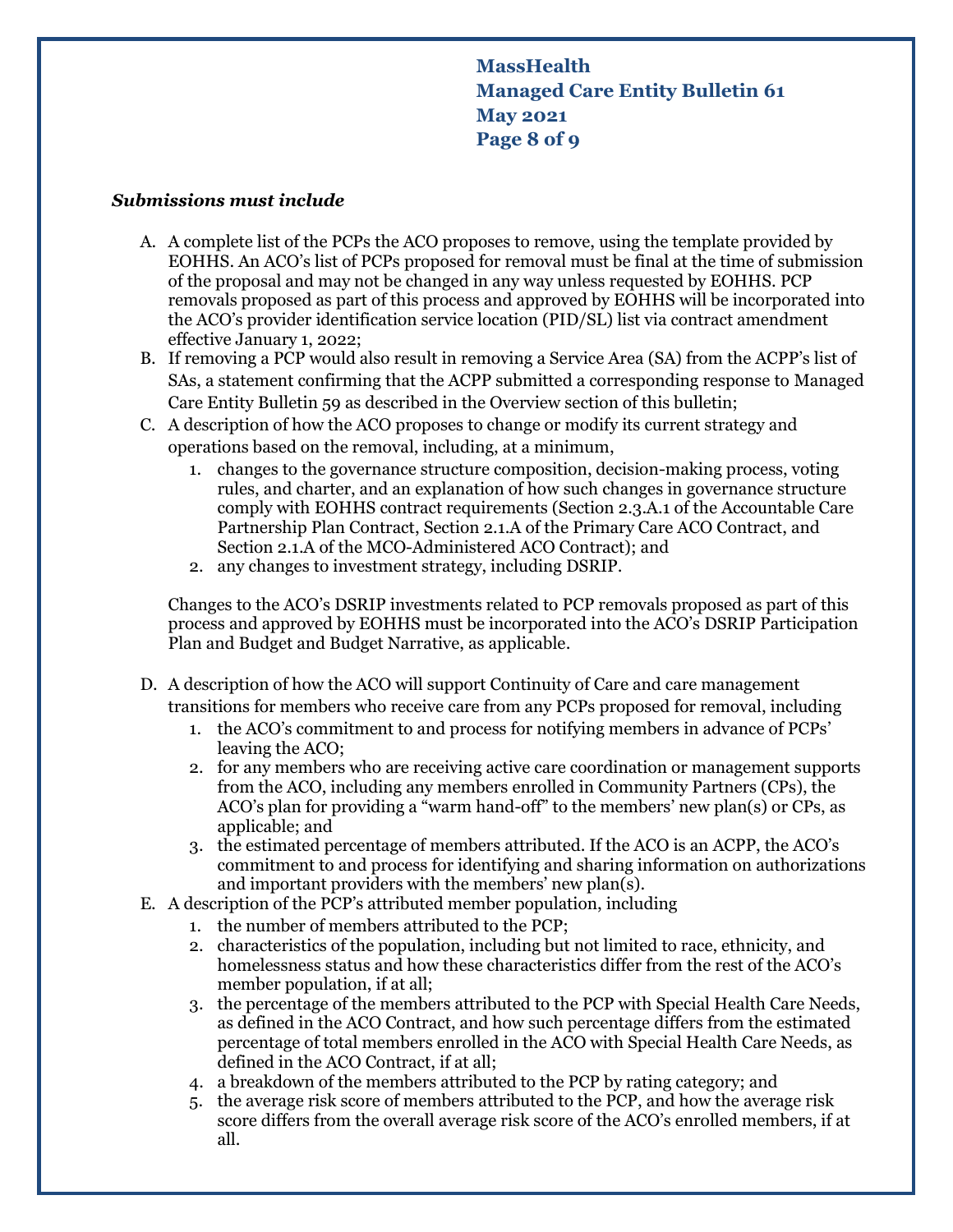***Submissions must include***

A. A complete list of the PCPs the ACO proposes to remove, using the template provided by EOHHS. An ACO's list of PCPs proposed for removal must be final at the time of submission of the proposal and may not be changed in any way unless requested by EOHHS. PCP removals proposed as part of this process and approved by EOHHS will be incorporated into the ACO's provider identification service location (PID/SL) list via contract amendment effective January 1, 2022;

B. If removing a PCP would also result in removing a Service Area (SA) from the ACPP's list of SAs, a statement confirming that the ACPP submitted a corresponding response to Managed Care Entity Bulletin 59 as described in the Overview section of this bulletin;

C. A description of how the ACO proposes to change or modify its current strategy and operations based on the removal, including, at a minimum,
   1. changes to the governance structure composition, decision-making process, voting rules, and charter, and an explanation of how such changes in governance structure comply with EOHHS contract requirements (Section 2.3.A.1 of the Accountable Care Partnership Plan Contract, Section 2.1.A of the Primary Care ACO Contract, and Section 2.1.A of the MCO-Administered ACO Contract); and
   2. any changes to investment strategy, including DSRIP.

   Changes to the ACO's DSRIP investments related to PCP removals proposed as part of this process and approved by EOHHS must be incorporated into the ACO's DSRIP Participation Plan and Budget and Budget Narrative, as applicable.

D. A description of how the ACO will support Continuity of Care and care management transitions for members who receive care from any PCPs proposed for removal, including
   1. the ACO's commitment to and process for notifying members in advance of PCPs' leaving the ACO;
   2. for any members who are receiving active care coordination or management supports from the ACO, including any members enrolled in Community Partners (CPs), the ACO's plan for providing a "warm hand-off" to the members' new plan(s) or CPs, as applicable; and
   3. the estimated percentage of members attributed. If the ACO is an ACPP, the ACO's commitment to and process for identifying and sharing information on authorizations and important providers with the members' new plan(s).

E. A description of the PCP's attributed member population, including
   1. the number of members attributed to the PCP;
   2. characteristics of the population, including but not limited to race, ethnicity, and homelessness status and how these characteristics differ from the rest of the ACO's member population, if at all;
   3. the percentage of the members attributed to the PCP with Special Health Care Needs, as defined in the ACO Contract, and how such percentage differs from the estimated percentage of total members enrolled in the ACO with Special Health Care Needs, as defined in the ACO Contract, if at all;
   4. a breakdown of the members attributed to the PCP by rating category; and
   5. the average risk score of members attributed to the PCP, and how the average risk score differs from the overall average risk score of the ACO's enrolled members, if at all.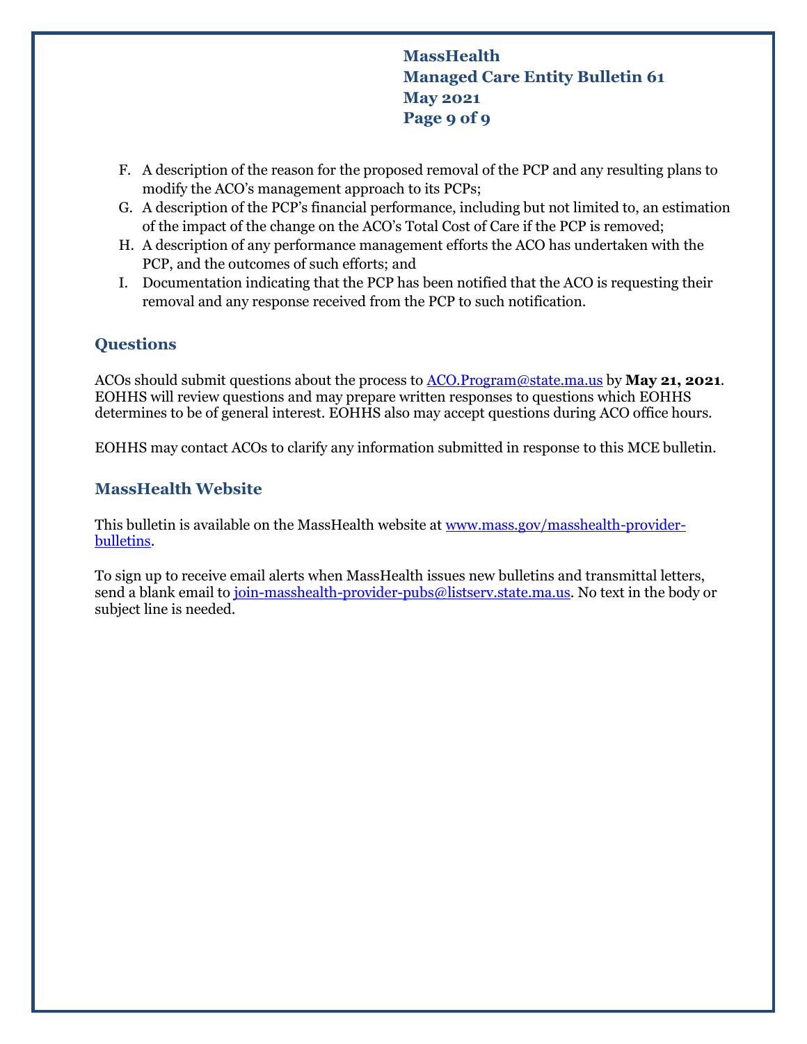F. A description of the reason for the proposed removal of the PCP and any resulting plans to modify the ACO's management approach to its PCPs;
G. A description of the PCP's financial performance, including but not limited to, an estimation of the impact of the change on the ACO's Total Cost of Care if the PCP is removed;
H. A description of any performance management efforts the ACO has undertaken with the PCP, and the outcomes of such efforts; and
I. Documentation indicating that the PCP has been notified that the ACO is requesting their removal and any response received from the PCP to such notification.

## Questions

ACOs should submit questions about the process to ACO.Program@state.ma.us by **May 21, 2021**. EOHHS will review questions and may prepare written responses to questions which EOHHS determines to be of general interest. EOHHS also may accept questions during ACO office hours.

EOHHS may contact ACOs to clarify any information submitted in response to this MCE bulletin.

## MassHealth Website

This bulletin is available on the MassHealth website at www.mass.gov/masshealth-provider-bulletins.

To sign up to receive email alerts when MassHealth issues new bulletins and transmittal letters, send a blank email to join-masshealth-provider-pubs@listserv.state.ma.us. No text in the body or subject line is needed.